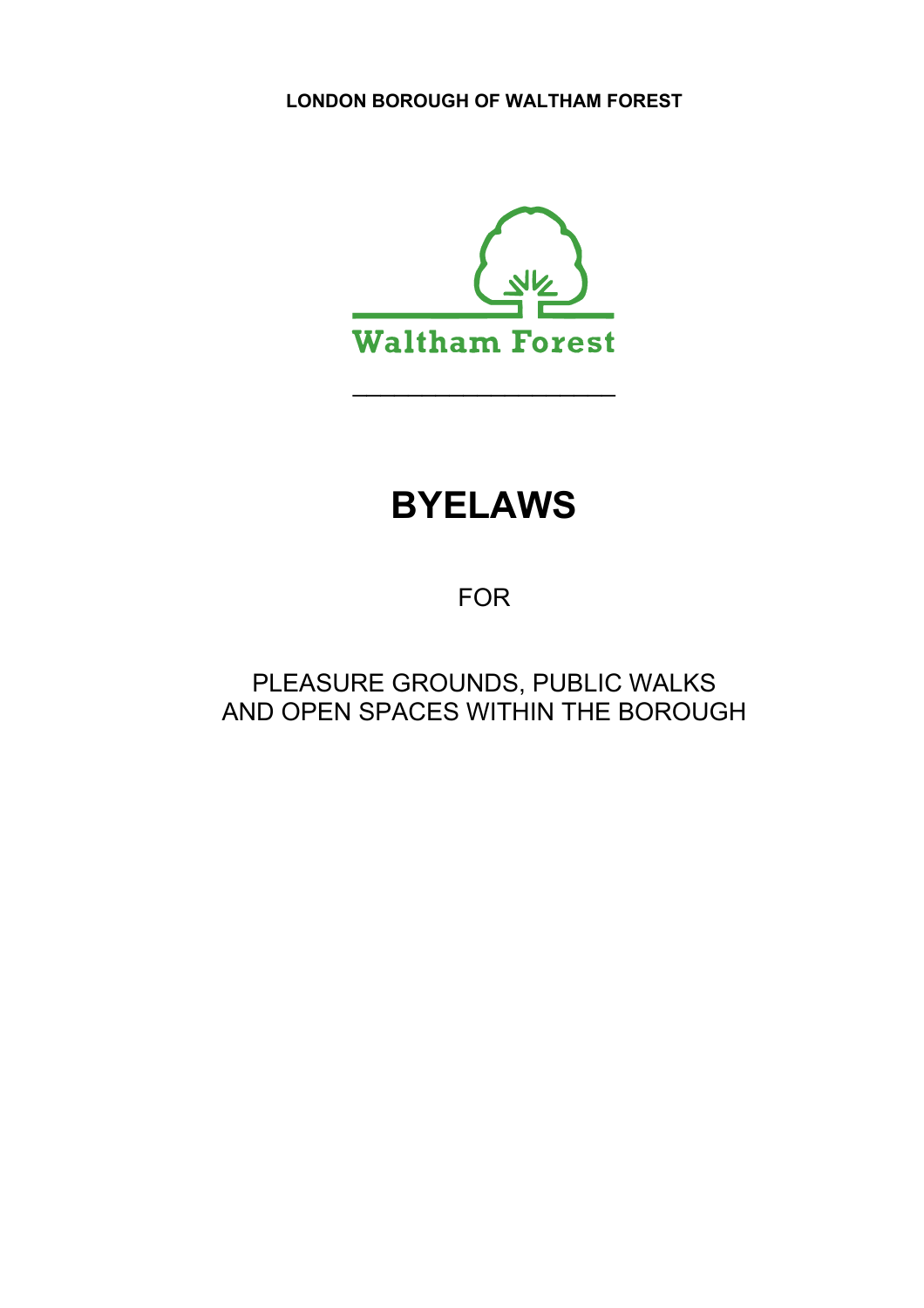**LONDON BOROUGH OF WALTHAM FOREST**

Waltham Forest

---

# BYELAWS

FOR

PLEASURE GROUNDS, PUBLIC WALKS
AND OPEN SPACES WITHIN THE BOROUGH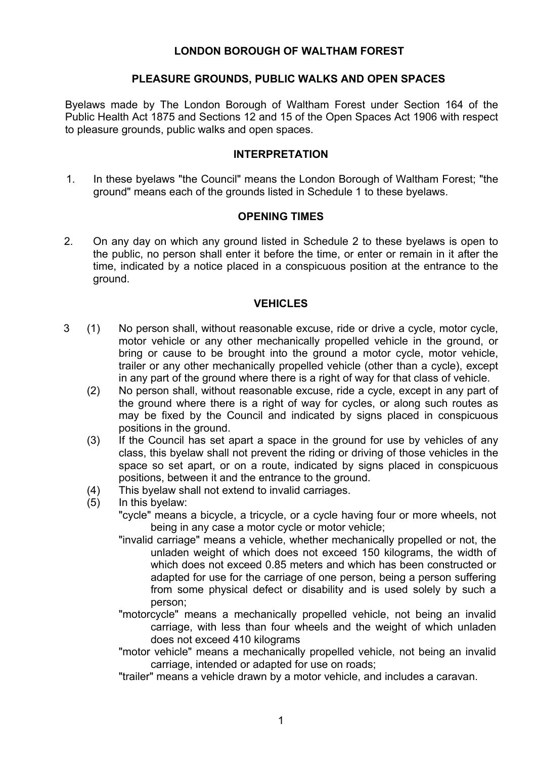# LONDON BOROUGH OF WALTHAM FOREST

## PLEASURE GROUNDS, PUBLIC WALKS AND OPEN SPACES

Byelaws made by The London Borough of Waltham Forest under Section 164 of the Public Health Act 1875 and Sections 12 and 15 of the Open Spaces Act 1906 with respect to pleasure grounds, public walks and open spaces.

### INTERPRETATION

1. In these byelaws "the Council" means the London Borough of Waltham Forest; "the ground" means each of the grounds listed in Schedule 1 to these byelaws.

### OPENING TIMES

2. On any day on which any ground listed in Schedule 2 to these byelaws is open to the public, no person shall enter it before the time, or enter or remain in it after the time, indicated by a notice placed in a conspicuous position at the entrance to the ground.

### VEHICLES

3 (1) No person shall, without reasonable excuse, ride or drive a cycle, motor cycle, motor vehicle or any other mechanically propelled vehicle in the ground, or bring or cause to be brought into the ground a motor cycle, motor vehicle, trailer or any other mechanically propelled vehicle (other than a cycle), except in any part of the ground where there is a right of way for that class of vehicle.

(2) No person shall, without reasonable excuse, ride a cycle, except in any part of the ground where there is a right of way for cycles, or along such routes as may be fixed by the Council and indicated by signs placed in conspicuous positions in the ground.

(3) If the Council has set apart a space in the ground for use by vehicles of any class, this byelaw shall not prevent the riding or driving of those vehicles in the space so set apart, or on a route, indicated by signs placed in conspicuous positions, between it and the entrance to the ground.

(4) This byelaw shall not extend to invalid carriages.

(5) In this byelaw:

"cycle" means a bicycle, a tricycle, or a cycle having four or more wheels, not being in any case a motor cycle or motor vehicle;

"invalid carriage" means a vehicle, whether mechanically propelled or not, the unladen weight of which does not exceed 150 kilograms, the width of which does not exceed 0.85 meters and which has been constructed or adapted for use for the carriage of one person, being a person suffering from some physical defect or disability and is used solely by such a person;

"motorcycle" means a mechanically propelled vehicle, not being an invalid carriage, with less than four wheels and the weight of which unladen does not exceed 410 kilograms

"motor vehicle" means a mechanically propelled vehicle, not being an invalid carriage, intended or adapted for use on roads;

"trailer" means a vehicle drawn by a motor vehicle, and includes a caravan.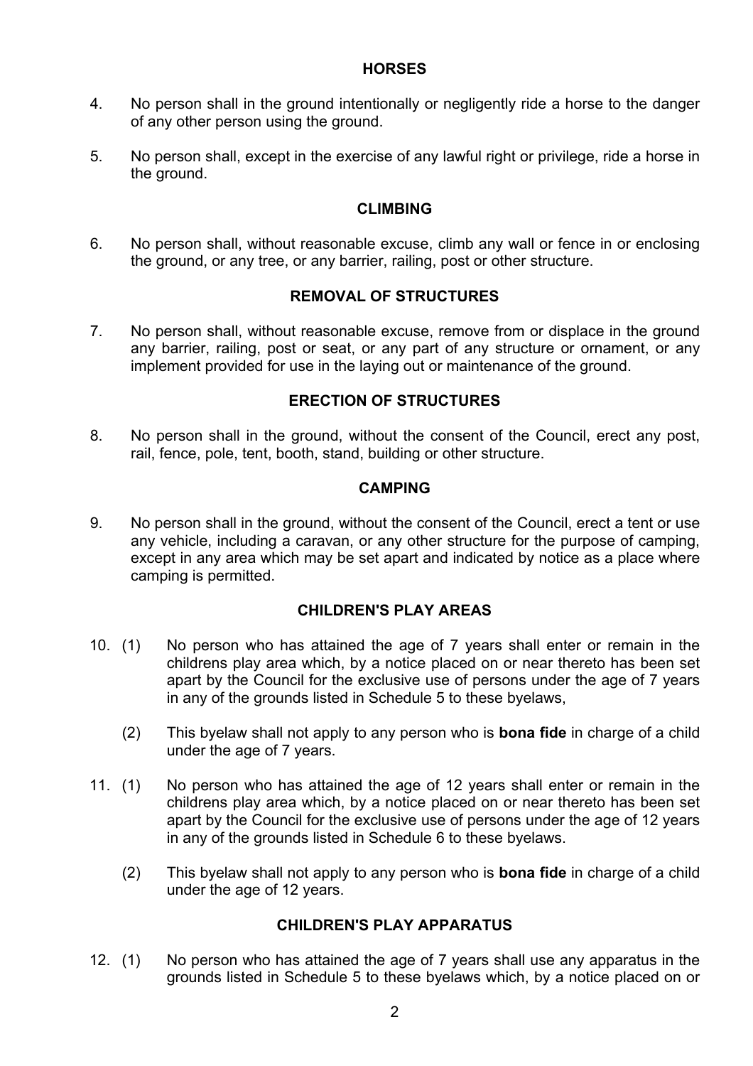## HORSES

4. No person shall in the ground intentionally or negligently ride a horse to the danger of any other person using the ground.

5. No person shall, except in the exercise of any lawful right or privilege, ride a horse in the ground.

## CLIMBING

6. No person shall, without reasonable excuse, climb any wall or fence in or enclosing the ground, or any tree, or any barrier, railing, post or other structure.

## REMOVAL OF STRUCTURES

7. No person shall, without reasonable excuse, remove from or displace in the ground any barrier, railing, post or seat, or any part of any structure or ornament, or any implement provided for use in the laying out or maintenance of the ground.

## ERECTION OF STRUCTURES

8. No person shall in the ground, without the consent of the Council, erect any post, rail, fence, pole, tent, booth, stand, building or other structure.

## CAMPING

9. No person shall in the ground, without the consent of the Council, erect a tent or use any vehicle, including a caravan, or any other structure for the purpose of camping, except in any area which may be set apart and indicated by notice as a place where camping is permitted.

## CHILDREN'S PLAY AREAS

10. (1) No person who has attained the age of 7 years shall enter or remain in the childrens play area which, by a notice placed on or near thereto has been set apart by the Council for the exclusive use of persons under the age of 7 years in any of the grounds listed in Schedule 5 to these byelaws,

    (2) This byelaw shall not apply to any person who is **bona fide** in charge of a child under the age of 7 years.

11. (1) No person who has attained the age of 12 years shall enter or remain in the childrens play area which, by a notice placed on or near thereto has been set apart by the Council for the exclusive use of persons under the age of 12 years in any of the grounds listed in Schedule 6 to these byelaws.

    (2) This byelaw shall not apply to any person who is **bona fide** in charge of a child under the age of 12 years.

## CHILDREN'S PLAY APPARATUS

12. (1) No person who has attained the age of 7 years shall use any apparatus in the grounds listed in Schedule 5 to these byelaws which, by a notice placed on or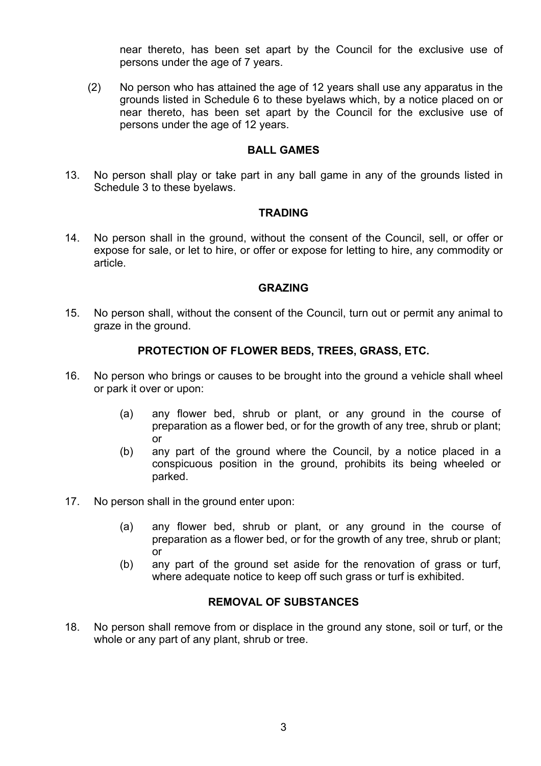near thereto, has been set apart by the Council for the exclusive use of persons under the age of 7 years.

(2) No person who has attained the age of 12 years shall use any apparatus in the grounds listed in Schedule 6 to these byelaws which, by a notice placed on or near thereto, has been set apart by the Council for the exclusive use of persons under the age of 12 years.

**BALL GAMES**

13. No person shall play or take part in any ball game in any of the grounds listed in Schedule 3 to these byelaws.

**TRADING**

14. No person shall in the ground, without the consent of the Council, sell, or offer or expose for sale, or let to hire, or offer or expose for letting to hire, any commodity or article.

**GRAZING**

15. No person shall, without the consent of the Council, turn out or permit any animal to graze in the ground.

**PROTECTION OF FLOWER BEDS, TREES, GRASS, ETC.**

16. No person who brings or causes to be brought into the ground a vehicle shall wheel or park it over or upon:

    (a) any flower bed, shrub or plant, or any ground in the course of preparation as a flower bed, or for the growth of any tree, shrub or plant; or
    (b) any part of the ground where the Council, by a notice placed in a conspicuous position in the ground, prohibits its being wheeled or parked.

17. No person shall in the ground enter upon:

    (a) any flower bed, shrub or plant, or any ground in the course of preparation as a flower bed, or for the growth of any tree, shrub or plant; or
    (b) any part of the ground set aside for the renovation of grass or turf, where adequate notice to keep off such grass or turf is exhibited.

**REMOVAL OF SUBSTANCES**

18. No person shall remove from or displace in the ground any stone, soil or turf, or the whole or any part of any plant, shrub or tree.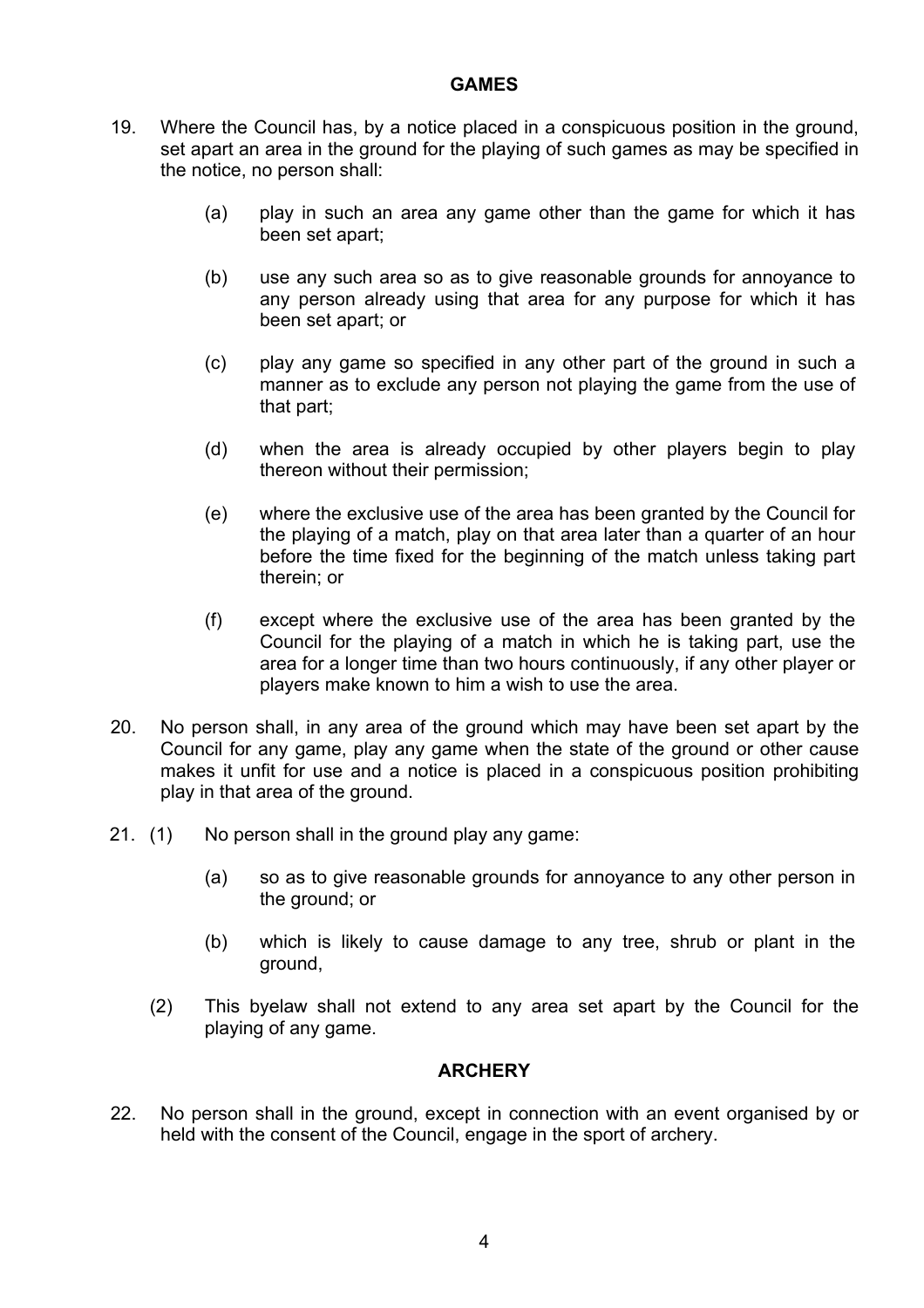## GAMES

19. Where the Council has, by a notice placed in a conspicuous position in the ground, set apart an area in the ground for the playing of such games as may be specified in the notice, no person shall:

    (a) play in such an area any game other than the game for which it has been set apart;

    (b) use any such area so as to give reasonable grounds for annoyance to any person already using that area for any purpose for which it has been set apart; or

    (c) play any game so specified in any other part of the ground in such a manner as to exclude any person not playing the game from the use of that part;

    (d) when the area is already occupied by other players begin to play thereon without their permission;

    (e) where the exclusive use of the area has been granted by the Council for the playing of a match, play on that area later than a quarter of an hour before the time fixed for the beginning of the match unless taking part therein; or

    (f) except where the exclusive use of the area has been granted by the Council for the playing of a match in which he is taking part, use the area for a longer time than two hours continuously, if any other player or players make known to him a wish to use the area.

20. No person shall, in any area of the ground which may have been set apart by the Council for any game, play any game when the state of the ground or other cause makes it unfit for use and a notice is placed in a conspicuous position prohibiting play in that area of the ground.

21. (1) No person shall in the ground play any game:

    (a) so as to give reasonable grounds for annoyance to any other person in the ground; or

    (b) which is likely to cause damage to any tree, shrub or plant in the ground,

    (2) This byelaw shall not extend to any area set apart by the Council for the playing of any game.

## ARCHERY

22. No person shall in the ground, except in connection with an event organised by or held with the consent of the Council, engage in the sport of archery.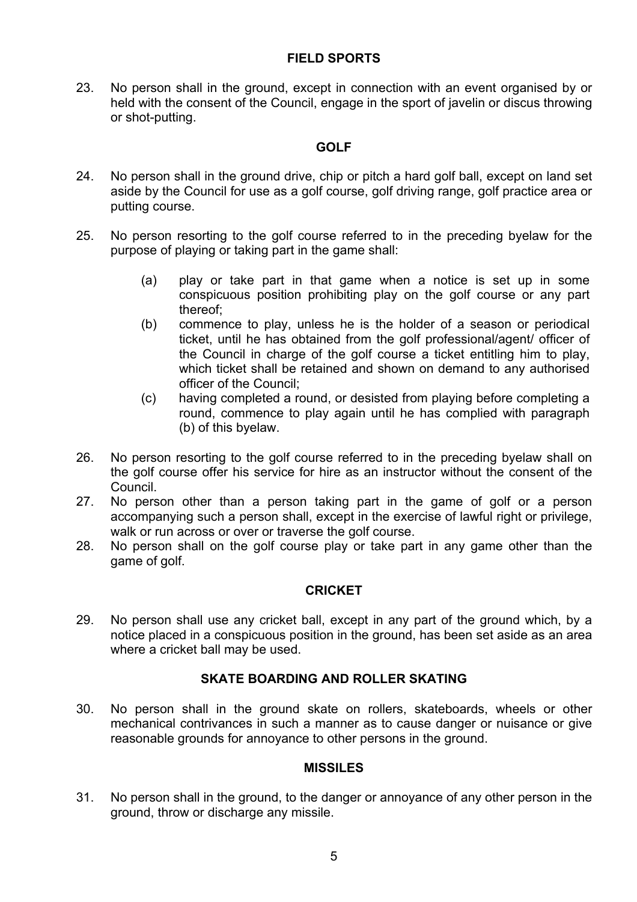## FIELD SPORTS

23. No person shall in the ground, except in connection with an event organised by or held with the consent of the Council, engage in the sport of javelin or discus throwing or shot-putting.

## GOLF

24. No person shall in the ground drive, chip or pitch a hard golf ball, except on land set aside by the Council for use as a golf course, golf driving range, golf practice area or putting course.

25. No person resorting to the golf course referred to in the preceding byelaw for the purpose of playing or taking part in the game shall:

    (a) play or take part in that game when a notice is set up in some conspicuous position prohibiting play on the golf course or any part thereof;

    (b) commence to play, unless he is the holder of a season or periodical ticket, until he has obtained from the golf professional/agent/ officer of the Council in charge of the golf course a ticket entitling him to play, which ticket shall be retained and shown on demand to any authorised officer of the Council;

    (c) having completed a round, or desisted from playing before completing a round, commence to play again until he has complied with paragraph (b) of this byelaw.

26. No person resorting to the golf course referred to in the preceding byelaw shall on the golf course offer his service for hire as an instructor without the consent of the Council.

27. No person other than a person taking part in the game of golf or a person accompanying such a person shall, except in the exercise of lawful right or privilege, walk or run across or over or traverse the golf course.

28. No person shall on the golf course play or take part in any game other than the game of golf.

## CRICKET

29. No person shall use any cricket ball, except in any part of the ground which, by a notice placed in a conspicuous position in the ground, has been set aside as an area where a cricket ball may be used.

## SKATE BOARDING AND ROLLER SKATING

30. No person shall in the ground skate on rollers, skateboards, wheels or other mechanical contrivances in such a manner as to cause danger or nuisance or give reasonable grounds for annoyance to other persons in the ground.

## MISSILES

31. No person shall in the ground, to the danger or annoyance of any other person in the ground, throw or discharge any missile.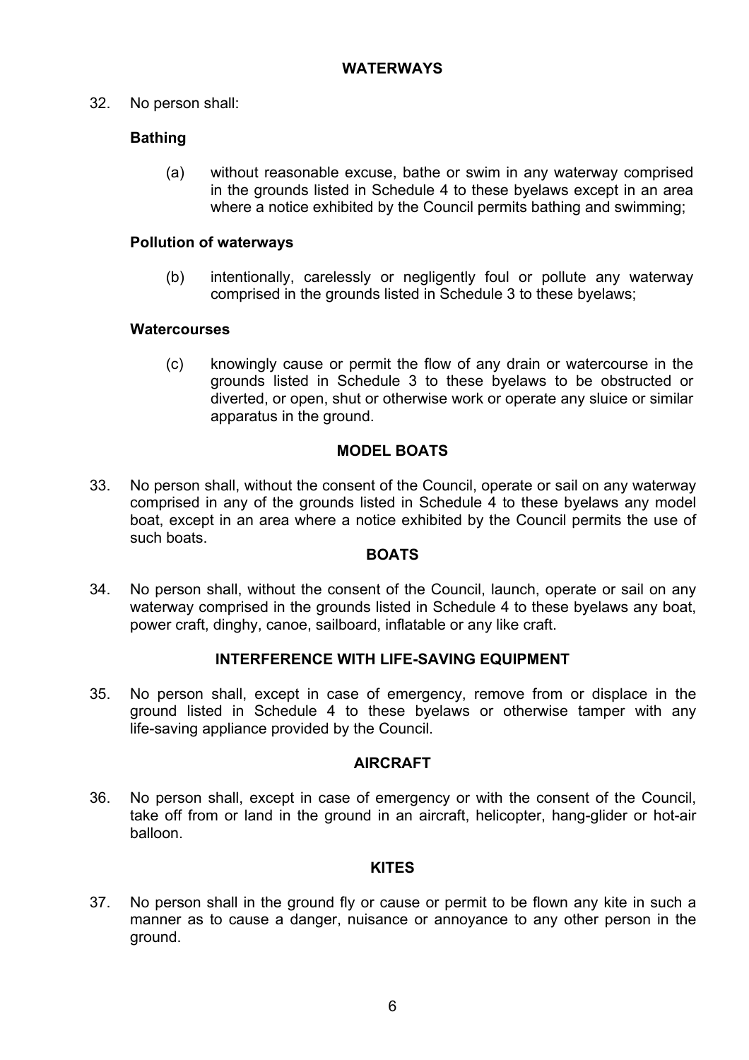## WATERWAYS

32. No person shall:

**Bathing**

(a) without reasonable excuse, bathe or swim in any waterway comprised in the grounds listed in Schedule 4 to these byelaws except in an area where a notice exhibited by the Council permits bathing and swimming;

**Pollution of waterways**

(b) intentionally, carelessly or negligently foul or pollute any waterway comprised in the grounds listed in Schedule 3 to these byelaws;

**Watercourses**

(c) knowingly cause or permit the flow of any drain or watercourse in the grounds listed in Schedule 3 to these byelaws to be obstructed or diverted, or open, shut or otherwise work or operate any sluice or similar apparatus in the ground.

## MODEL BOATS

33. No person shall, without the consent of the Council, operate or sail on any waterway comprised in any of the grounds listed in Schedule 4 to these byelaws any model boat, except in an area where a notice exhibited by the Council permits the use of such boats.

## BOATS

34. No person shall, without the consent of the Council, launch, operate or sail on any waterway comprised in the grounds listed in Schedule 4 to these byelaws any boat, power craft, dinghy, canoe, sailboard, inflatable or any like craft.

## INTERFERENCE WITH LIFE-SAVING EQUIPMENT

35. No person shall, except in case of emergency, remove from or displace in the ground listed in Schedule 4 to these byelaws or otherwise tamper with any life-saving appliance provided by the Council.

## AIRCRAFT

36. No person shall, except in case of emergency or with the consent of the Council, take off from or land in the ground in an aircraft, helicopter, hang-glider or hot-air balloon.

## KITES

37. No person shall in the ground fly or cause or permit to be flown any kite in such a manner as to cause a danger, nuisance or annoyance to any other person in the ground.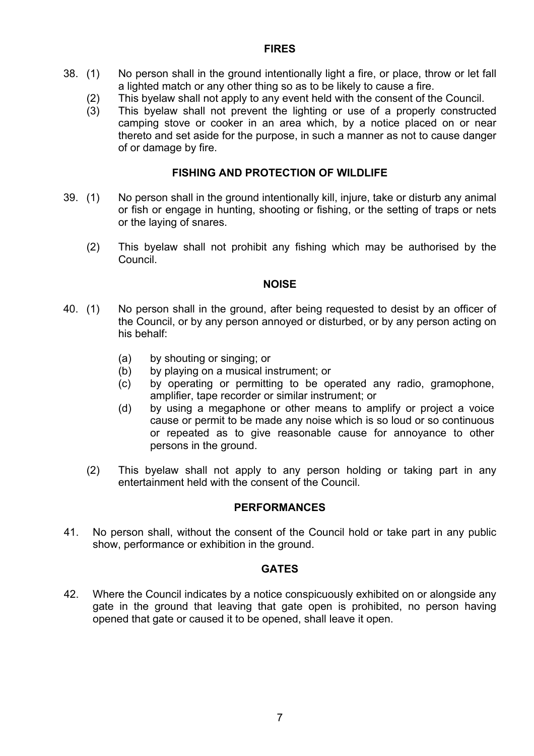## FIRES

38. (1) No person shall in the ground intentionally light a fire, or place, throw or let fall a lighted match or any other thing so as to be likely to cause a fire.

    (2) This byelaw shall not apply to any event held with the consent of the Council.

    (3) This byelaw shall not prevent the lighting or use of a properly constructed camping stove or cooker in an area which, by a notice placed on or near thereto and set aside for the purpose, in such a manner as not to cause danger of or damage by fire.

## FISHING AND PROTECTION OF WILDLIFE

39. (1) No person shall in the ground intentionally kill, injure, take or disturb any animal or fish or engage in hunting, shooting or fishing, or the setting of traps or nets or the laying of snares.

    (2) This byelaw shall not prohibit any fishing which may be authorised by the Council.

## NOISE

40. (1) No person shall in the ground, after being requested to desist by an officer of the Council, or by any person annoyed or disturbed, or by any person acting on his behalf:

    (a) by shouting or singing; or
    (b) by playing on a musical instrument; or
    (c) by operating or permitting to be operated any radio, gramophone, amplifier, tape recorder or similar instrument; or
    (d) by using a megaphone or other means to amplify or project a voice cause or permit to be made any noise which is so loud or so continuous or repeated as to give reasonable cause for annoyance to other persons in the ground.

    (2) This byelaw shall not apply to any person holding or taking part in any entertainment held with the consent of the Council.

## PERFORMANCES

41. No person shall, without the consent of the Council hold or take part in any public show, performance or exhibition in the ground.

## GATES

42. Where the Council indicates by a notice conspicuously exhibited on or alongside any gate in the ground that leaving that gate open is prohibited, no person having opened that gate or caused it to be opened, shall leave it open.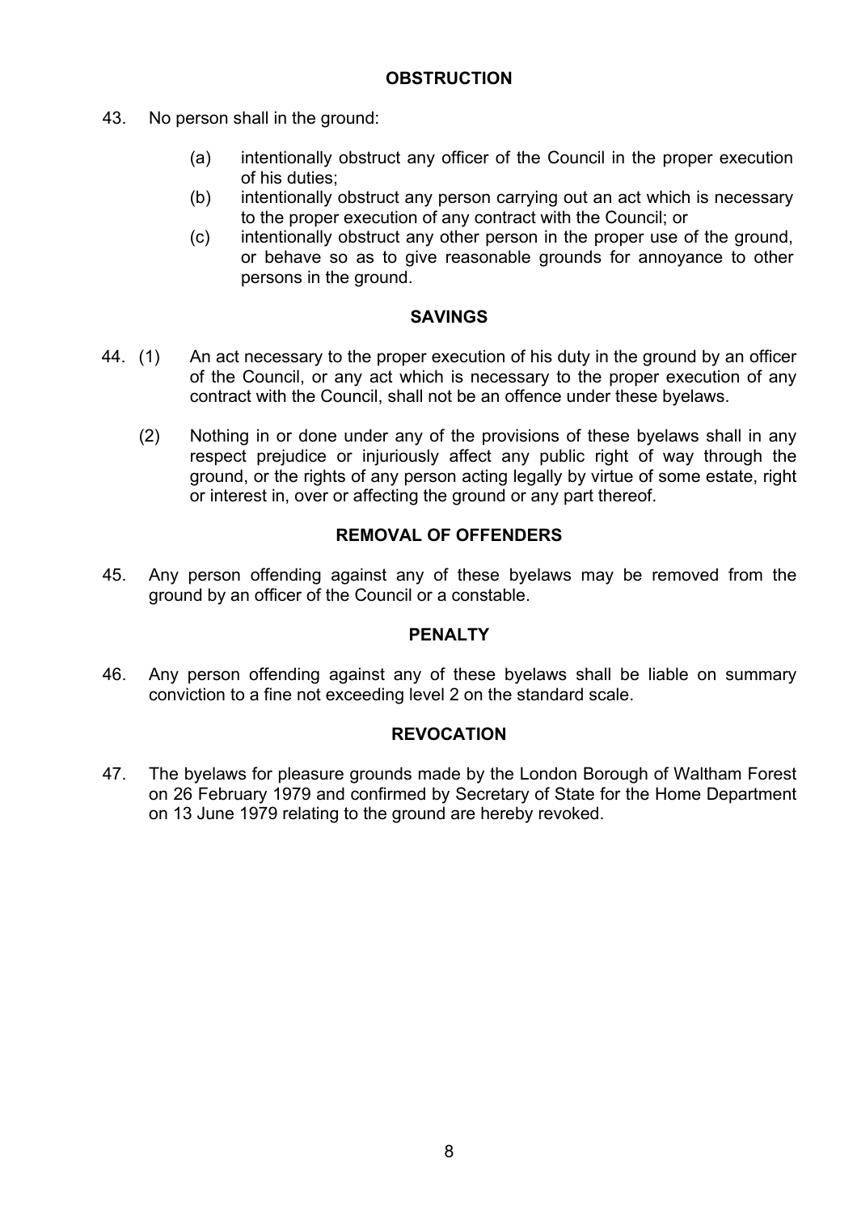## OBSTRUCTION

43. No person shall in the ground:

    (a) intentionally obstruct any officer of the Council in the proper execution of his duties;
    (b) intentionally obstruct any person carrying out an act which is necessary to the proper execution of any contract with the Council; or
    (c) intentionally obstruct any other person in the proper use of the ground, or behave so as to give reasonable grounds for annoyance to other persons in the ground.

## SAVINGS

44. (1) An act necessary to the proper execution of his duty in the ground by an officer of the Council, or any act which is necessary to the proper execution of any contract with the Council, shall not be an offence under these byelaws.

    (2) Nothing in or done under any of the provisions of these byelaws shall in any respect prejudice or injuriously affect any public right of way through the ground, or the rights of any person acting legally by virtue of some estate, right or interest in, over or affecting the ground or any part thereof.

## REMOVAL OF OFFENDERS

45. Any person offending against any of these byelaws may be removed from the ground by an officer of the Council or a constable.

## PENALTY

46. Any person offending against any of these byelaws shall be liable on summary conviction to a fine not exceeding level 2 on the standard scale.

## REVOCATION

47. The byelaws for pleasure grounds made by the London Borough of Waltham Forest on 26 February 1979 and confirmed by Secretary of State for the Home Department on 13 June 1979 relating to the ground are hereby revoked.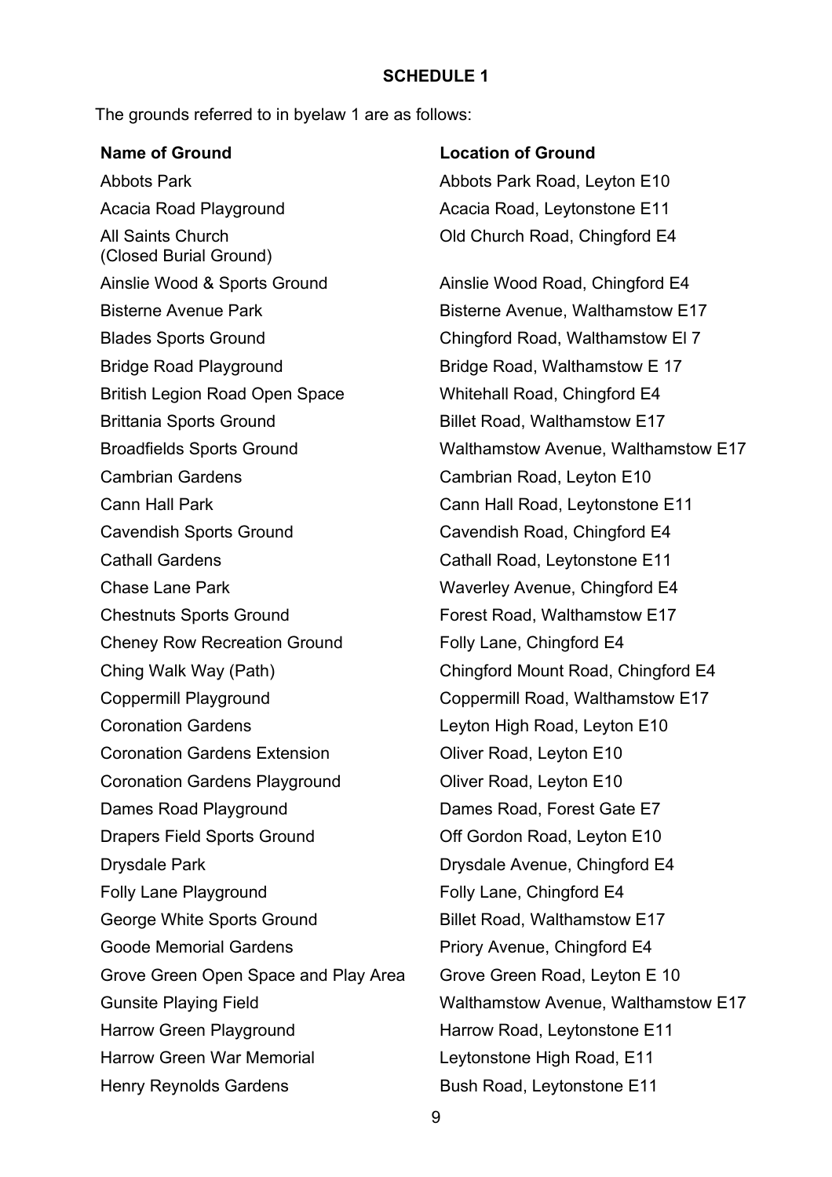**SCHEDULE 1**

The grounds referred to in byelaw 1 are as follows:

| Name of Ground | Location of Ground |
|---|---|
| Abbots Park | Abbots Park Road, Leyton E10 |
| Acacia Road Playground | Acacia Road, Leytonstone E11 |
| All Saints Church (Closed Burial Ground) | Old Church Road, Chingford E4 |
| Ainslie Wood & Sports Ground | Ainslie Wood Road, Chingford E4 |
| Bisterne Avenue Park | Bisterne Avenue, Walthamstow E17 |
| Blades Sports Ground | Chingford Road, Walthamstow El 7 |
| Bridge Road Playground | Bridge Road, Walthamstow E 17 |
| British Legion Road Open Space | Whitehall Road, Chingford E4 |
| Brittania Sports Ground | Billet Road, Walthamstow E17 |
| Broadfields Sports Ground | Walthamstow Avenue, Walthamstow E17 |
| Cambrian Gardens | Cambrian Road, Leyton E10 |
| Cann Hall Park | Cann Hall Road, Leytonstone E11 |
| Cavendish Sports Ground | Cavendish Road, Chingford E4 |
| Cathall Gardens | Cathall Road, Leytonstone E11 |
| Chase Lane Park | Waverley Avenue, Chingford E4 |
| Chestnuts Sports Ground | Forest Road, Walthamstow E17 |
| Cheney Row Recreation Ground | Folly Lane, Chingford E4 |
| Ching Walk Way (Path) | Chingford Mount Road, Chingford E4 |
| Coppermill Playground | Coppermill Road, Walthamstow E17 |
| Coronation Gardens | Leyton High Road, Leyton E10 |
| Coronation Gardens Extension | Oliver Road, Leyton E10 |
| Coronation Gardens Playground | Oliver Road, Leyton E10 |
| Dames Road Playground | Dames Road, Forest Gate E7 |
| Drapers Field Sports Ground | Off Gordon Road, Leyton E10 |
| Drysdale Park | Drysdale Avenue, Chingford E4 |
| Folly Lane Playground | Folly Lane, Chingford E4 |
| George White Sports Ground | Billet Road, Walthamstow E17 |
| Goode Memorial Gardens | Priory Avenue, Chingford E4 |
| Grove Green Open Space and Play Area | Grove Green Road, Leyton E 10 |
| Gunsite Playing Field | Walthamstow Avenue, Walthamstow E17 |
| Harrow Green Playground | Harrow Road, Leytonstone E11 |
| Harrow Green War Memorial | Leytonstone High Road, E11 |
| Henry Reynolds Gardens | Bush Road, Leytonstone E11 |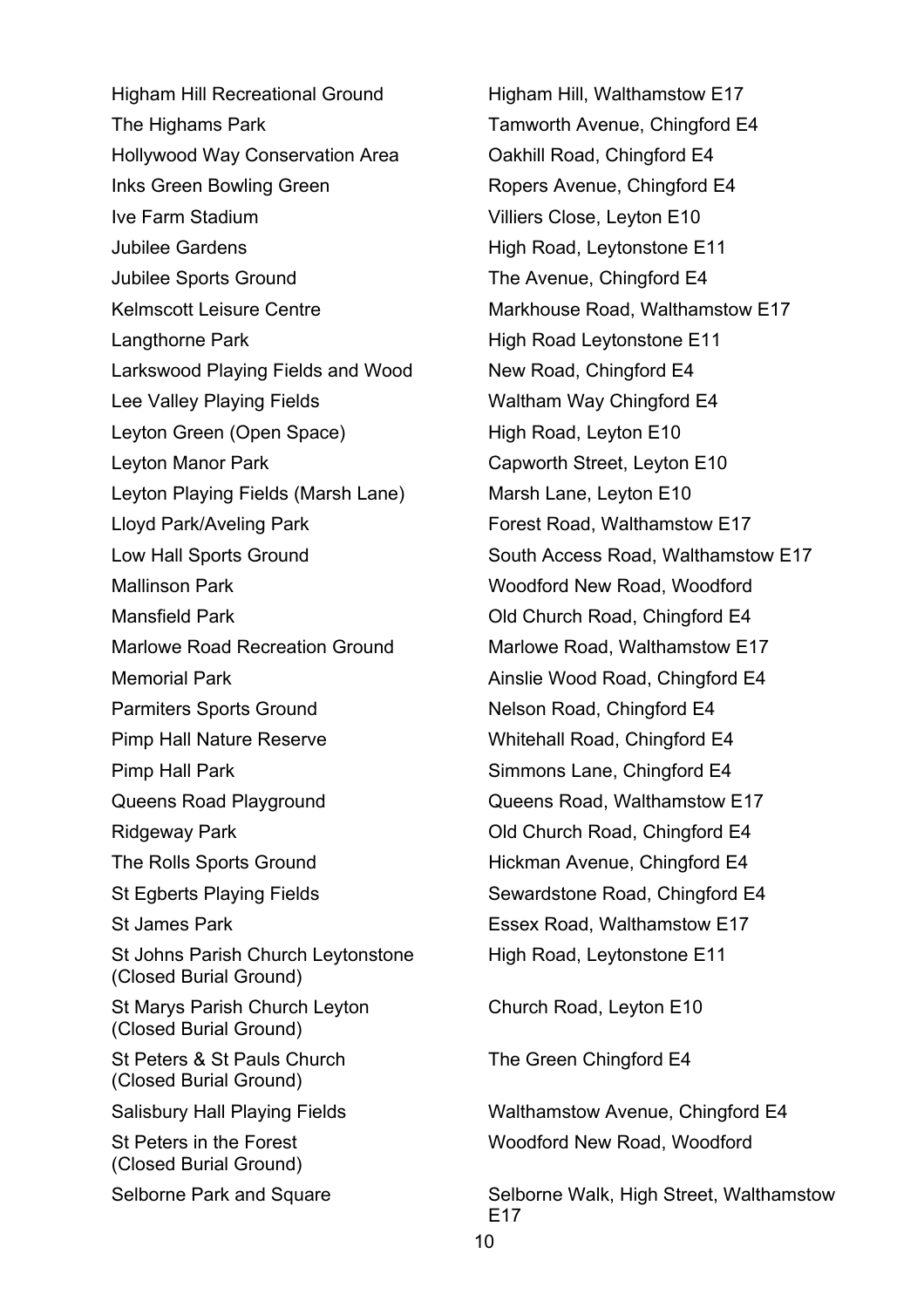| | |
|---|---|
| Higham Hill Recreational Ground | Higham Hill, Walthamstow E17 |
| The Highams Park | Tamworth Avenue, Chingford E4 |
| Hollywood Way Conservation Area | Oakhill Road, Chingford E4 |
| Inks Green Bowling Green | Ropers Avenue, Chingford E4 |
| Ive Farm Stadium | Villiers Close, Leyton E10 |
| Jubilee Gardens | High Road, Leytonstone E11 |
| Jubilee Sports Ground | The Avenue, Chingford E4 |
| Kelmscott Leisure Centre | Markhouse Road, Walthamstow E17 |
| Langthorne Park | High Road Leytonstone E11 |
| Larkswood Playing Fields and Wood | New Road, Chingford E4 |
| Lee Valley Playing Fields | Waltham Way Chingford E4 |
| Leyton Green (Open Space) | High Road, Leyton E10 |
| Leyton Manor Park | Capworth Street, Leyton E10 |
| Leyton Playing Fields (Marsh Lane) | Marsh Lane, Leyton E10 |
| Lloyd Park/Aveling Park | Forest Road, Walthamstow E17 |
| Low Hall Sports Ground | South Access Road, Walthamstow E17 |
| Mallinson Park | Woodford New Road, Woodford |
| Mansfield Park | Old Church Road, Chingford E4 |
| Marlowe Road Recreation Ground | Marlowe Road, Walthamstow E17 |
| Memorial Park | Ainslie Wood Road, Chingford E4 |
| Parmiters Sports Ground | Nelson Road, Chingford E4 |
| Pimp Hall Nature Reserve | Whitehall Road, Chingford E4 |
| Pimp Hall Park | Simmons Lane, Chingford E4 |
| Queens Road Playground | Queens Road, Walthamstow E17 |
| Ridgeway Park | Old Church Road, Chingford E4 |
| The Rolls Sports Ground | Hickman Avenue, Chingford E4 |
| St Egberts Playing Fields | Sewardstone Road, Chingford E4 |
| St James Park | Essex Road, Walthamstow E17 |
| St Johns Parish Church Leytonstone (Closed Burial Ground) | High Road, Leytonstone E11 |
| St Marys Parish Church Leyton (Closed Burial Ground) | Church Road, Leyton E10 |
| St Peters & St Pauls Church (Closed Burial Ground) | The Green Chingford E4 |
| Salisbury Hall Playing Fields | Walthamstow Avenue, Chingford E4 |
| St Peters in the Forest (Closed Burial Ground) | Woodford New Road, Woodford |
| Selborne Park and Square | Selborne Walk, High Street, Walthamstow E17 |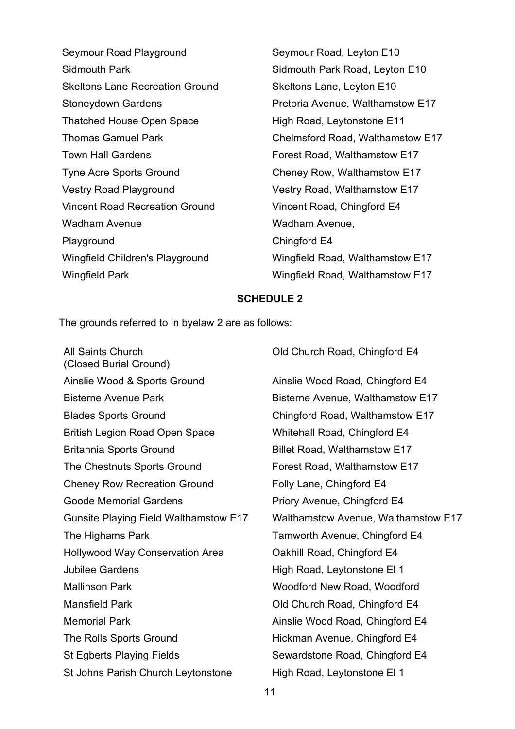| | |
|---|---|
| Seymour Road Playground | Seymour Road, Leyton E10 |
| Sidmouth Park | Sidmouth Park Road, Leyton E10 |
| Skeltons Lane Recreation Ground | Skeltons Lane, Leyton E10 |
| Stoneydown Gardens | Pretoria Avenue, Walthamstow E17 |
| Thatched House Open Space | High Road, Leytonstone E11 |
| Thomas Gamuel Park | Chelmsford Road, Walthamstow E17 |
| Town Hall Gardens | Forest Road, Walthamstow E17 |
| Tyne Acre Sports Ground | Cheney Row, Walthamstow E17 |
| Vestry Road Playground | Vestry Road, Walthamstow E17 |
| Vincent Road Recreation Ground | Vincent Road, Chingford E4 |
| Wadham Avenue Playground | Wadham Avenue, Chingford E4 |
| Wingfield Children's Playground | Wingfield Road, Walthamstow E17 |
| Wingfield Park | Wingfield Road, Walthamstow E17 |

**SCHEDULE 2**

The grounds referred to in byelaw 2 are as follows:

| | |
|---|---|
| All Saints Church (Closed Burial Ground) | Old Church Road, Chingford E4 |
| Ainslie Wood & Sports Ground | Ainslie Wood Road, Chingford E4 |
| Bisterne Avenue Park | Bisterne Avenue, Walthamstow E17 |
| Blades Sports Ground | Chingford Road, Walthamstow E17 |
| British Legion Road Open Space | Whitehall Road, Chingford E4 |
| Britannia Sports Ground | Billet Road, Walthamstow E17 |
| The Chestnuts Sports Ground | Forest Road, Walthamstow E17 |
| Cheney Row Recreation Ground | Folly Lane, Chingford E4 |
| Goode Memorial Gardens | Priory Avenue, Chingford E4 |
| Gunsite Playing Field Walthamstow E17 | Walthamstow Avenue, Walthamstow E17 |
| The Highams Park | Tamworth Avenue, Chingford E4 |
| Hollywood Way Conservation Area | Oakhill Road, Chingford E4 |
| Jubilee Gardens | High Road, Leytonstone El 1 |
| Mallinson Park | Woodford New Road, Woodford |
| Mansfield Park | Old Church Road, Chingford E4 |
| Memorial Park | Ainslie Wood Road, Chingford E4 |
| The Rolls Sports Ground | Hickman Avenue, Chingford E4 |
| St Egberts Playing Fields | Sewardstone Road, Chingford E4 |
| St Johns Parish Church Leytonstone | High Road, Leytonstone El 1 |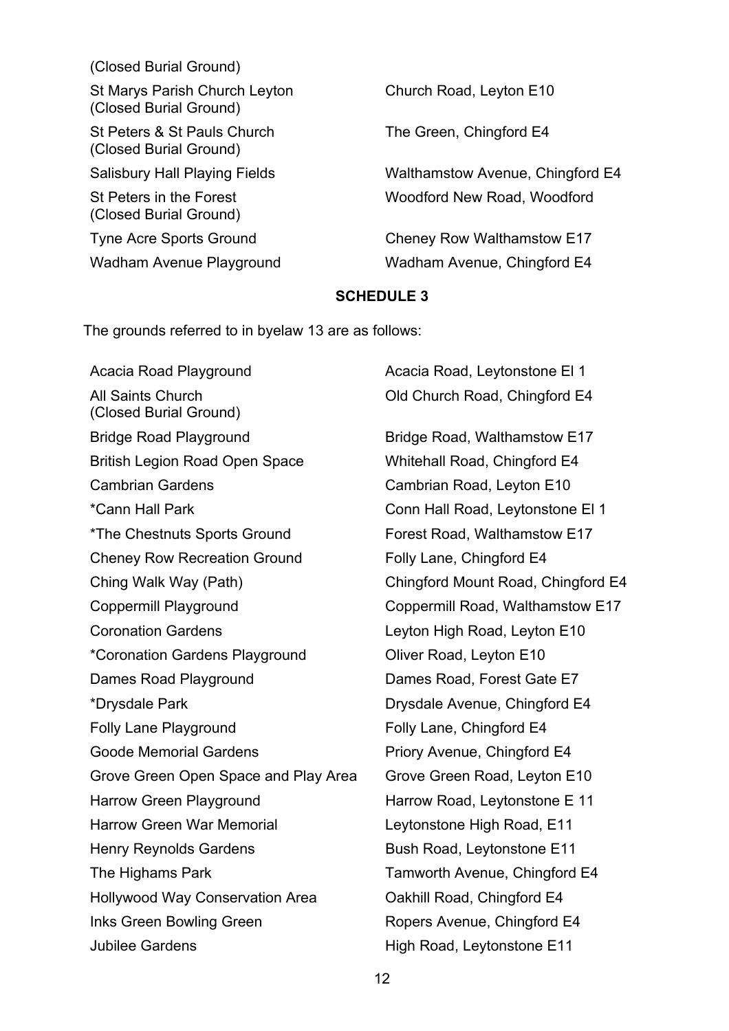| | |
|---|---|
| (Closed Burial Ground) | |
| St Marys Parish Church Leyton (Closed Burial Ground) | Church Road, Leyton E10 |
| St Peters & St Pauls Church (Closed Burial Ground) | The Green, Chingford E4 |
| Salisbury Hall Playing Fields | Walthamstow Avenue, Chingford E4 |
| St Peters in the Forest (Closed Burial Ground) | Woodford New Road, Woodford |
| Tyne Acre Sports Ground | Cheney Row Walthamstow E17 |
| Wadham Avenue Playground | Wadham Avenue, Chingford E4 |

**SCHEDULE 3**

The grounds referred to in byelaw 13 are as follows:

| | |
|---|---|
| Acacia Road Playground | Acacia Road, Leytonstone El 1 |
| All Saints Church (Closed Burial Ground) | Old Church Road, Chingford E4 |
| Bridge Road Playground | Bridge Road, Walthamstow E17 |
| British Legion Road Open Space | Whitehall Road, Chingford E4 |
| Cambrian Gardens | Cambrian Road, Leyton E10 |
| *Cann Hall Park | Conn Hall Road, Leytonstone El 1 |
| *The Chestnuts Sports Ground | Forest Road, Walthamstow E17 |
| Cheney Row Recreation Ground | Folly Lane, Chingford E4 |
| Ching Walk Way (Path) | Chingford Mount Road, Chingford E4 |
| Coppermill Playground | Coppermill Road, Walthamstow E17 |
| Coronation Gardens | Leyton High Road, Leyton E10 |
| *Coronation Gardens Playground | Oliver Road, Leyton E10 |
| Dames Road Playground | Dames Road, Forest Gate E7 |
| *Drysdale Park | Drysdale Avenue, Chingford E4 |
| Folly Lane Playground | Folly Lane, Chingford E4 |
| Goode Memorial Gardens | Priory Avenue, Chingford E4 |
| Grove Green Open Space and Play Area | Grove Green Road, Leyton E10 |
| Harrow Green Playground | Harrow Road, Leytonstone E 11 |
| Harrow Green War Memorial | Leytonstone High Road, E11 |
| Henry Reynolds Gardens | Bush Road, Leytonstone E11 |
| The Highams Park | Tamworth Avenue, Chingford E4 |
| Hollywood Way Conservation Area | Oakhill Road, Chingford E4 |
| Inks Green Bowling Green | Ropers Avenue, Chingford E4 |
| Jubilee Gardens | High Road, Leytonstone E11 |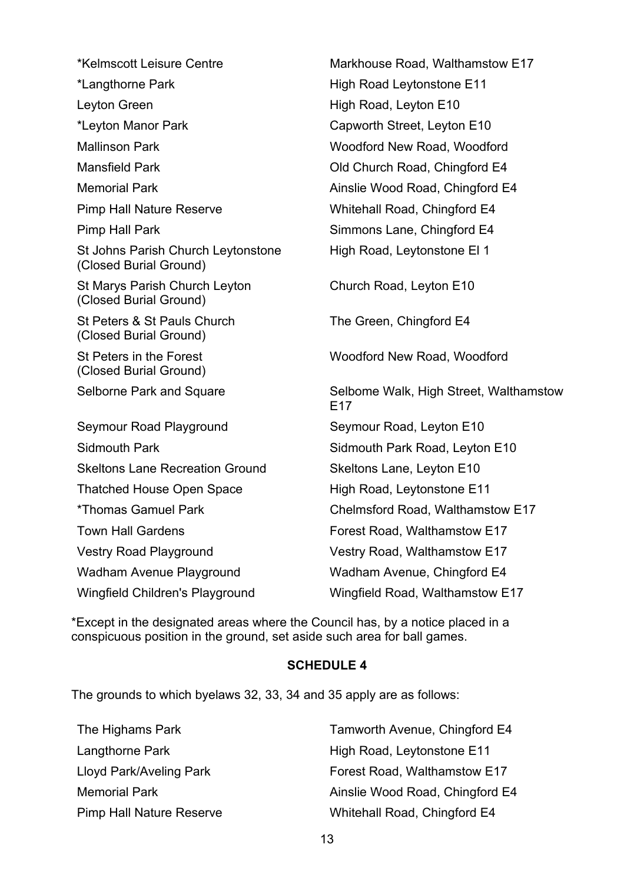| | |
|---|---|
| *Kelmscott Leisure Centre | Markhouse Road, Walthamstow E17 |
| *Langthorne Park | High Road Leytonstone E11 |
| Leyton Green | High Road, Leyton E10 |
| *Leyton Manor Park | Capworth Street, Leyton E10 |
| Mallinson Park | Woodford New Road, Woodford |
| Mansfield Park | Old Church Road, Chingford E4 |
| Memorial Park | Ainslie Wood Road, Chingford E4 |
| Pimp Hall Nature Reserve | Whitehall Road, Chingford E4 |
| Pimp Hall Park | Simmons Lane, Chingford E4 |
| St Johns Parish Church Leytonstone (Closed Burial Ground) | High Road, Leytonstone El 1 |
| St Marys Parish Church Leyton (Closed Burial Ground) | Church Road, Leyton E10 |
| St Peters & St Pauls Church (Closed Burial Ground) | The Green, Chingford E4 |
| St Peters in the Forest (Closed Burial Ground) | Woodford New Road, Woodford |
| Selborne Park and Square | Selbome Walk, High Street, Walthamstow E17 |
| Seymour Road Playground | Seymour Road, Leyton E10 |
| Sidmouth Park | Sidmouth Park Road, Leyton E10 |
| Skeltons Lane Recreation Ground | Skeltons Lane, Leyton E10 |
| Thatched House Open Space | High Road, Leytonstone E11 |
| *Thomas Gamuel Park | Chelmsford Road, Walthamstow E17 |
| Town Hall Gardens | Forest Road, Walthamstow E17 |
| Vestry Road Playground | Vestry Road, Walthamstow E17 |
| Wadham Avenue Playground | Wadham Avenue, Chingford E4 |
| Wingfield Children's Playground | Wingfield Road, Walthamstow E17 |

*Except in the designated areas where the Council has, by a notice placed in a conspicuous position in the ground, set aside such area for ball games.

## SCHEDULE 4

The grounds to which byelaws 32, 33, 34 and 35 apply are as follows:

| | |
|---|---|
| The Highams Park | Tamworth Avenue, Chingford E4 |
| Langthorne Park | High Road, Leytonstone E11 |
| Lloyd Park/Aveling Park | Forest Road, Walthamstow E17 |
| Memorial Park | Ainslie Wood Road, Chingford E4 |
| Pimp Hall Nature Reserve | Whitehall Road, Chingford E4 |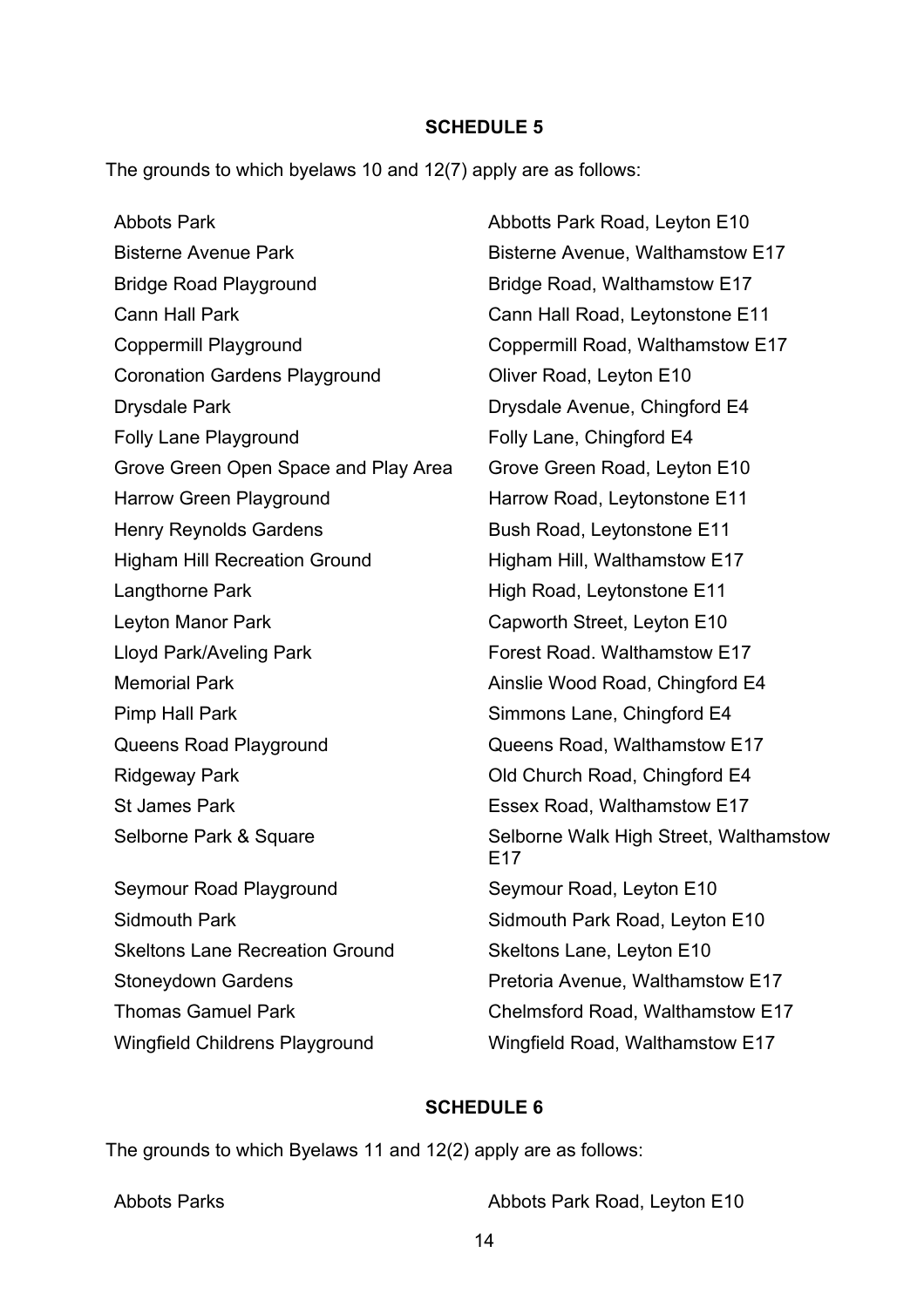**SCHEDULE 5**

The grounds to which byelaws 10 and 12(7) apply are as follows:

| | |
|---|---|
| Abbots Park | Abbotts Park Road, Leyton E10 |
| Bisterne Avenue Park | Bisterne Avenue, Walthamstow E17 |
| Bridge Road Playground | Bridge Road, Walthamstow E17 |
| Cann Hall Park | Cann Hall Road, Leytonstone E11 |
| Coppermill Playground | Coppermill Road, Walthamstow E17 |
| Coronation Gardens Playground | Oliver Road, Leyton E10 |
| Drysdale Park | Drysdale Avenue, Chingford E4 |
| Folly Lane Playground | Folly Lane, Chingford E4 |
| Grove Green Open Space and Play Area | Grove Green Road, Leyton E10 |
| Harrow Green Playground | Harrow Road, Leytonstone E11 |
| Henry Reynolds Gardens | Bush Road, Leytonstone E11 |
| Higham Hill Recreation Ground | Higham Hill, Walthamstow E17 |
| Langthorne Park | High Road, Leytonstone E11 |
| Leyton Manor Park | Capworth Street, Leyton E10 |
| Lloyd Park/Aveling Park | Forest Road. Walthamstow E17 |
| Memorial Park | Ainslie Wood Road, Chingford E4 |
| Pimp Hall Park | Simmons Lane, Chingford E4 |
| Queens Road Playground | Queens Road, Walthamstow E17 |
| Ridgeway Park | Old Church Road, Chingford E4 |
| St James Park | Essex Road, Walthamstow E17 |
| Selborne Park & Square | Selborne Walk High Street, Walthamstow E17 |
| Seymour Road Playground | Seymour Road, Leyton E10 |
| Sidmouth Park | Sidmouth Park Road, Leyton E10 |
| Skeltons Lane Recreation Ground | Skeltons Lane, Leyton E10 |
| Stoneydown Gardens | Pretoria Avenue, Walthamstow E17 |
| Thomas Gamuel Park | Chelmsford Road, Walthamstow E17 |
| Wingfield Childrens Playground | Wingfield Road, Walthamstow E17 |

**SCHEDULE 6**

The grounds to which Byelaws 11 and 12(2) apply are as follows:

| | |
|---|---|
| Abbots Parks | Abbots Park Road, Leyton E10 |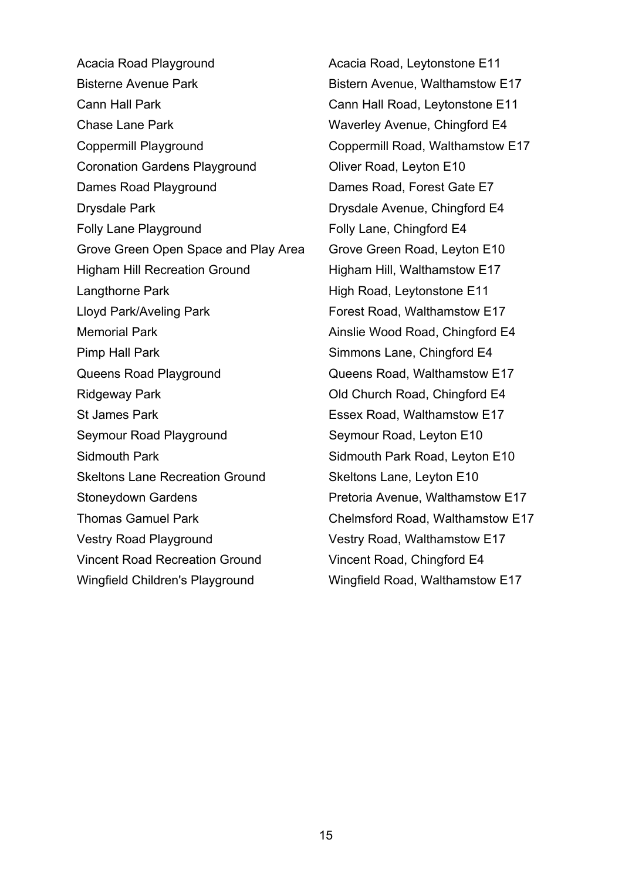| | |
|---|---|
| Acacia Road Playground | Acacia Road, Leytonstone E11 |
| Bisterne Avenue Park | Bistern Avenue, Walthamstow E17 |
| Cann Hall Park | Cann Hall Road, Leytonstone E11 |
| Chase Lane Park | Waverley Avenue, Chingford E4 |
| Coppermill Playground | Coppermill Road, Walthamstow E17 |
| Coronation Gardens Playground | Oliver Road, Leyton E10 |
| Dames Road Playground | Dames Road, Forest Gate E7 |
| Drysdale Park | Drysdale Avenue, Chingford E4 |
| Folly Lane Playground | Folly Lane, Chingford E4 |
| Grove Green Open Space and Play Area | Grove Green Road, Leyton E10 |
| Higham Hill Recreation Ground | Higham Hill, Walthamstow E17 |
| Langthorne Park | High Road, Leytonstone E11 |
| Lloyd Park/Aveling Park | Forest Road, Walthamstow E17 |
| Memorial Park | Ainslie Wood Road, Chingford E4 |
| Pimp Hall Park | Simmons Lane, Chingford E4 |
| Queens Road Playground | Queens Road, Walthamstow E17 |
| Ridgeway Park | Old Church Road, Chingford E4 |
| St James Park | Essex Road, Walthamstow E17 |
| Seymour Road Playground | Seymour Road, Leyton E10 |
| Sidmouth Park | Sidmouth Park Road, Leyton E10 |
| Skeltons Lane Recreation Ground | Skeltons Lane, Leyton E10 |
| Stoneydown Gardens | Pretoria Avenue, Walthamstow E17 |
| Thomas Gamuel Park | Chelmsford Road, Walthamstow E17 |
| Vestry Road Playground | Vestry Road, Walthamstow E17 |
| Vincent Road Recreation Ground | Vincent Road, Chingford E4 |
| Wingfield Children's Playground | Wingfield Road, Walthamstow E17 |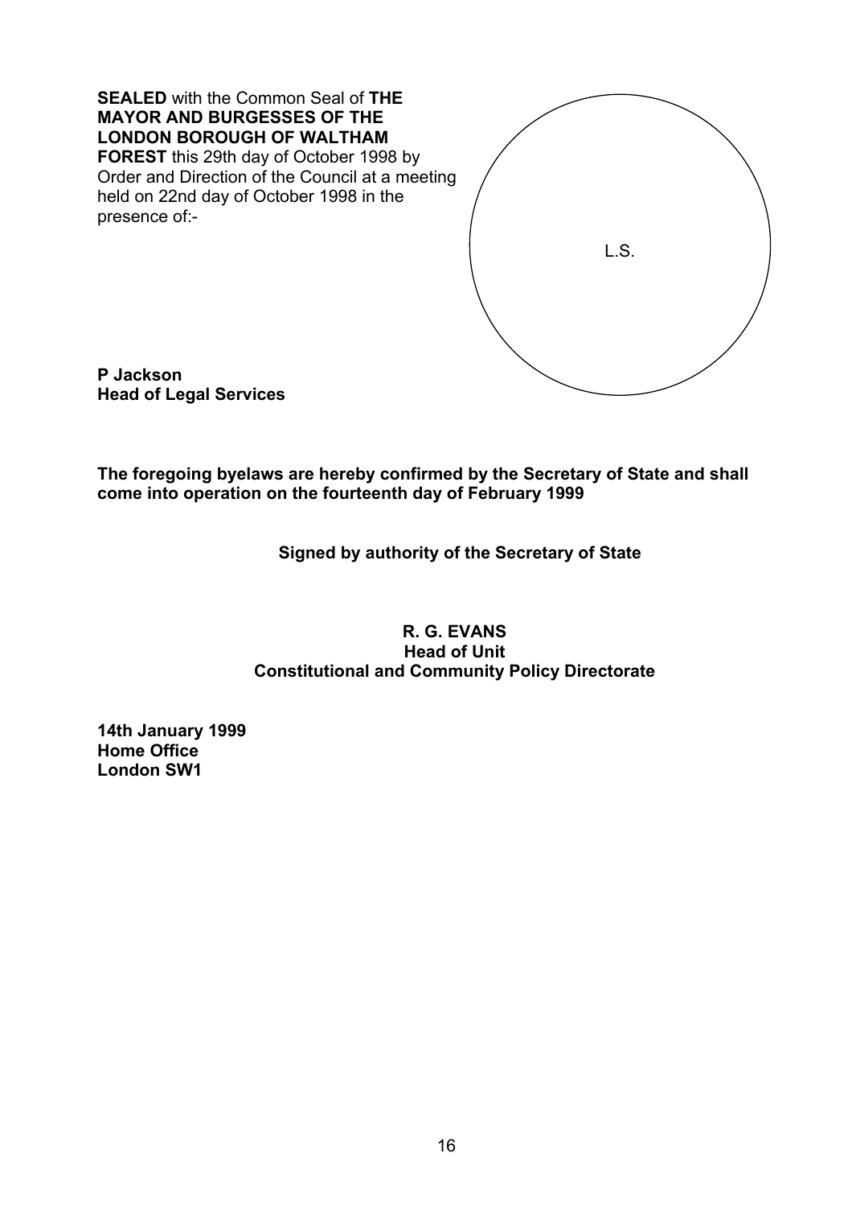**SEALED** with the Common Seal of **THE MAYOR AND BURGESSES OF THE LONDON BOROUGH OF WALTHAM FOREST** this 29th day of October 1998 by Order and Direction of the Council at a meeting held on 22nd day of October 1998 in the presence of:-

L.S.

**P Jackson**
**Head of Legal Services**

**The foregoing byelaws are hereby confirmed by the Secretary of State and shall come into operation on the fourteenth day of February 1999**

**Signed by authority of the Secretary of State**

**R. G. EVANS**
**Head of Unit**
**Constitutional and Community Policy Directorate**

**14th January 1999**
**Home Office**
**London SW1**